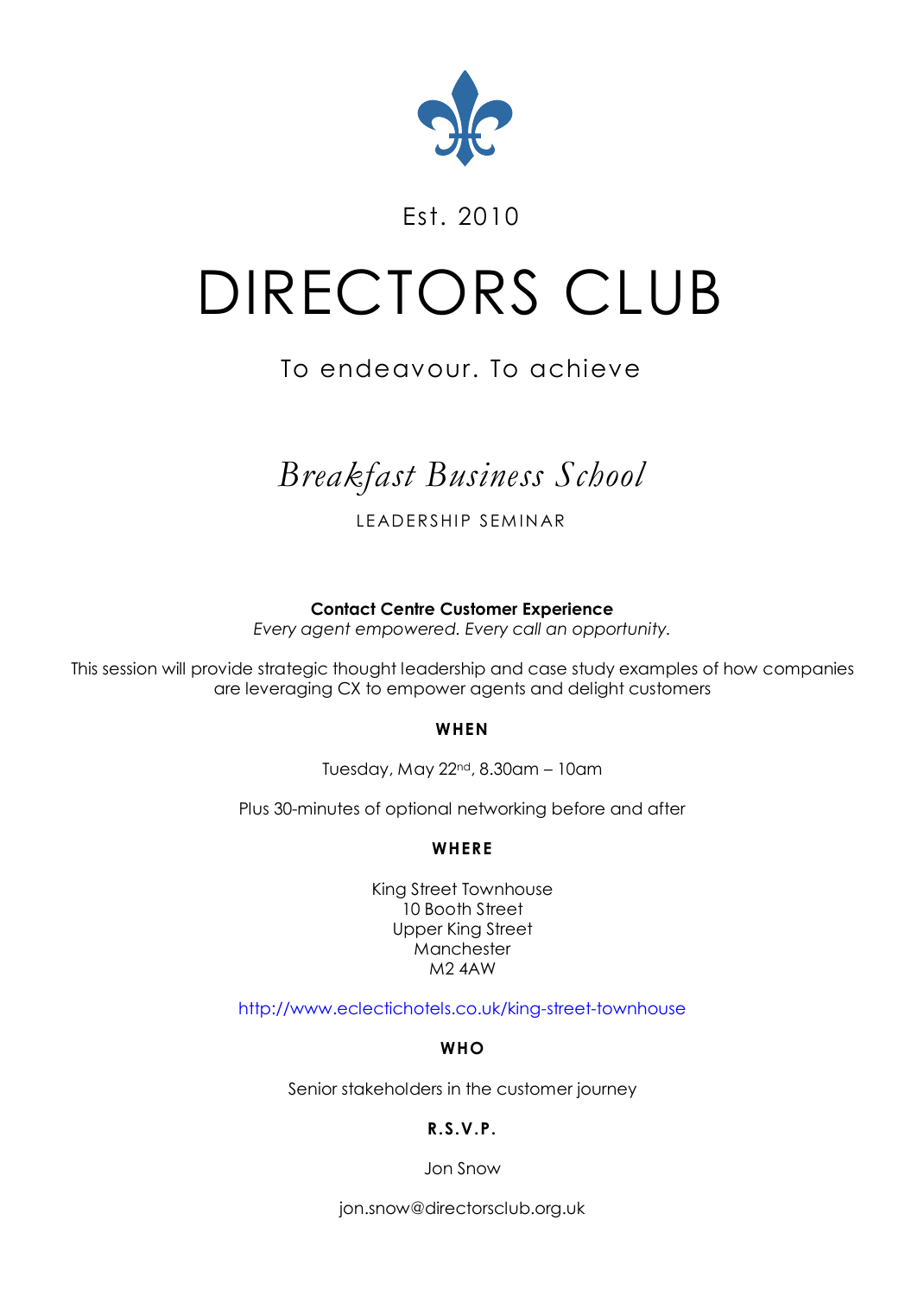Est. 2010

# DIRECTORS CLUB

To endeavour. To achieve

## *Breakfast Business School*

LEADERSHIP SEMINAR

**Contact Centre Customer Experience**
*Every agent empowered. Every call an opportunity.*

This session will provide strategic thought leadership and case study examples of how companies are leveraging CX to empower agents and delight customers

**WHEN**

Tuesday, May 22nd, 8.30am – 10am

Plus 30-minutes of optional networking before and after

**WHERE**

King Street Townhouse
10 Booth Street
Upper King Street
Manchester
M2 4AW

http://www.eclectichotels.co.uk/king-street-townhouse

**WHO**

Senior stakeholders in the customer journey

**R.S.V.P.**

Jon Snow

jon.snow@directorsclub.org.uk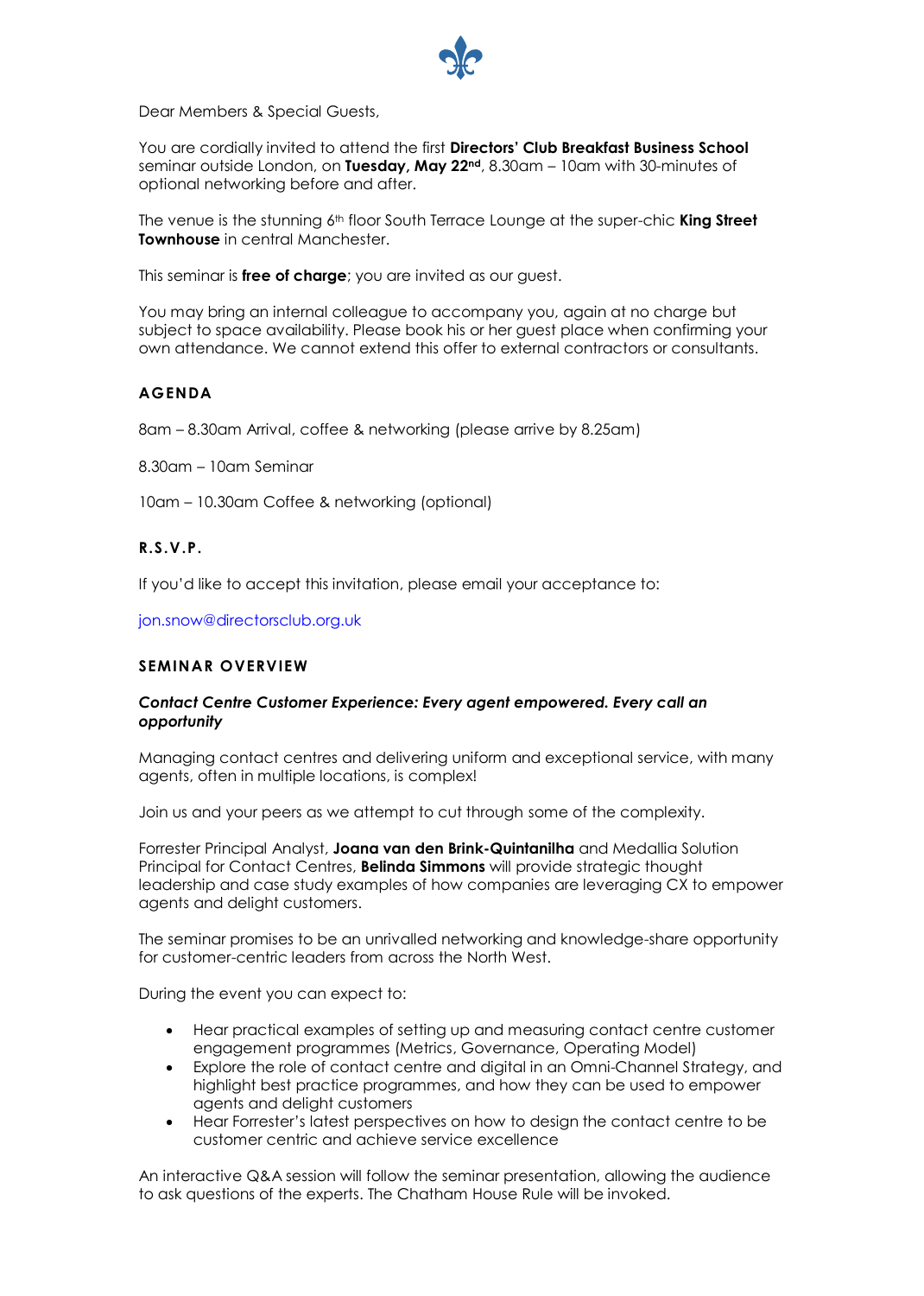Dear Members & Special Guests,

You are cordially invited to attend the first **Directors' Club Breakfast Business School** seminar outside London, on **Tuesday, May 22nd**, 8.30am – 10am with 30-minutes of optional networking before and after.

The venue is the stunning 6th floor South Terrace Lounge at the super-chic **King Street Townhouse** in central Manchester.

This seminar is **free of charge**; you are invited as our guest.

You may bring an internal colleague to accompany you, again at no charge but subject to space availability. Please book his or her guest place when confirming your own attendance. We cannot extend this offer to external contractors or consultants.

## AGENDA

8am – 8.30am Arrival, coffee & networking (please arrive by 8.25am)

8.30am – 10am Seminar

10am – 10.30am Coffee & networking (optional)

## R.S.V.P.

If you'd like to accept this invitation, please email your acceptance to:

jon.snow@directorsclub.org.uk

## SEMINAR OVERVIEW

***Contact Centre Customer Experience: Every agent empowered. Every call an opportunity***

Managing contact centres and delivering uniform and exceptional service, with many agents, often in multiple locations, is complex!

Join us and your peers as we attempt to cut through some of the complexity.

Forrester Principal Analyst, **Joana van den Brink-Quintanilha** and Medallia Solution Principal for Contact Centres, **Belinda Simmons** will provide strategic thought leadership and case study examples of how companies are leveraging CX to empower agents and delight customers.

The seminar promises to be an unrivalled networking and knowledge-share opportunity for customer-centric leaders from across the North West.

During the event you can expect to:

- Hear practical examples of setting up and measuring contact centre customer engagement programmes (Metrics, Governance, Operating Model)
- Explore the role of contact centre and digital in an Omni-Channel Strategy, and highlight best practice programmes, and how they can be used to empower agents and delight customers
- Hear Forrester's latest perspectives on how to design the contact centre to be customer centric and achieve service excellence

An interactive Q&A session will follow the seminar presentation, allowing the audience to ask questions of the experts. The Chatham House Rule will be invoked.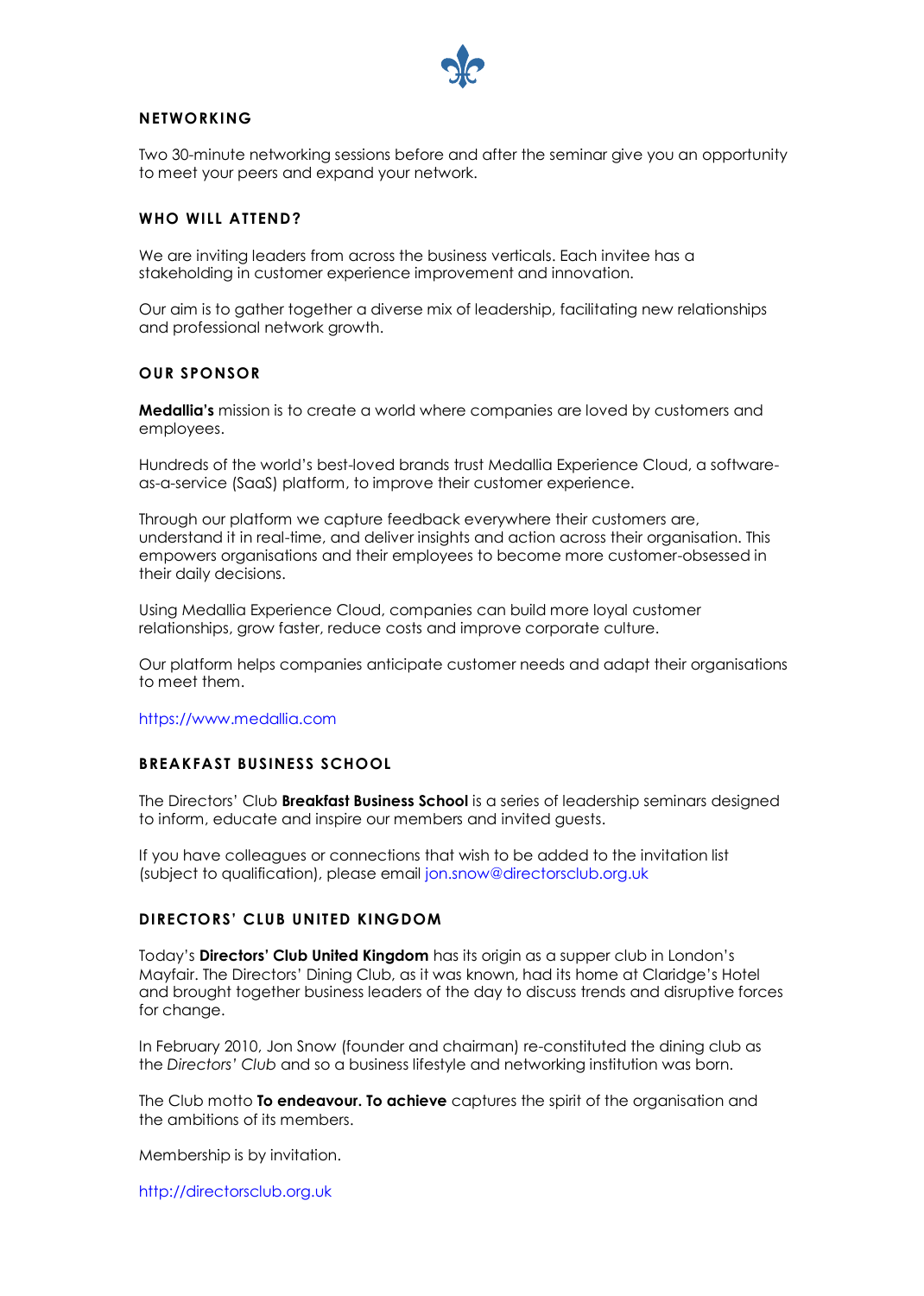## NETWORKING

Two 30-minute networking sessions before and after the seminar give you an opportunity to meet your peers and expand your network.

## WHO WILL ATTEND?

We are inviting leaders from across the business verticals. Each invitee has a stakeholding in customer experience improvement and innovation.

Our aim is to gather together a diverse mix of leadership, facilitating new relationships and professional network growth.

## OUR SPONSOR

**Medallia's** mission is to create a world where companies are loved by customers and employees.

Hundreds of the world's best-loved brands trust Medallia Experience Cloud, a software-as-a-service (SaaS) platform, to improve their customer experience.

Through our platform we capture feedback everywhere their customers are, understand it in real-time, and deliver insights and action across their organisation. This empowers organisations and their employees to become more customer-obsessed in their daily decisions.

Using Medallia Experience Cloud, companies can build more loyal customer relationships, grow faster, reduce costs and improve corporate culture.

Our platform helps companies anticipate customer needs and adapt their organisations to meet them.

https://www.medallia.com

## BREAKFAST BUSINESS SCHOOL

The Directors' Club **Breakfast Business School** is a series of leadership seminars designed to inform, educate and inspire our members and invited guests.

If you have colleagues or connections that wish to be added to the invitation list (subject to qualification), please email jon.snow@directorsclub.org.uk

## DIRECTORS' CLUB UNITED KINGDOM

Today's **Directors' Club United Kingdom** has its origin as a supper club in London's Mayfair. The Directors' Dining Club, as it was known, had its home at Claridge's Hotel and brought together business leaders of the day to discuss trends and disruptive forces for change.

In February 2010, Jon Snow (founder and chairman) re-constituted the dining club as the *Directors' Club* and so a business lifestyle and networking institution was born.

The Club motto **To endeavour. To achieve** captures the spirit of the organisation and the ambitions of its members.

Membership is by invitation.

http://directorsclub.org.uk